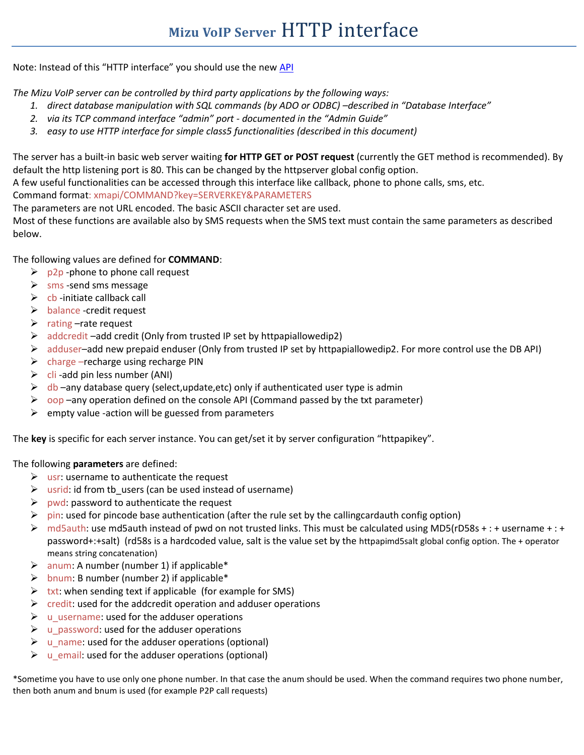# Mizu VoIP Server HTTP interface

Note: Instead of this "HTTP interface" you should use the new API

*The Mizu VoIP server can be controlled by third party applications by the following ways:*

1. *direct database manipulation with SQL commands (by ADO or ODBC) –described in "Database Interface"*
2. *via its TCP command interface "admin" port - documented in the "Admin Guide"*
3. *easy to use HTTP interface for simple class5 functionalities (described in this document)*

The server has a built-in basic web server waiting **for HTTP GET or POST request** (currently the GET method is recommended). By default the http listening port is 80. This can be changed by the httpserver global config option.
A few useful functionalities can be accessed through this interface like callback, phone to phone calls, sms, etc.
Command format: xmapi/COMMAND?key=SERVERKEY&PARAMETERS
The parameters are not URL encoded. The basic ASCII character set are used.
Most of these functions are available also by SMS requests when the SMS text must contain the same parameters as described below.

The following values are defined for **COMMAND**:

- p2p -phone to phone call request
- sms -send sms message
- cb -initiate callback call
- balance -credit request
- rating –rate request
- addcredit –add credit (Only from trusted IP set by httpapiallowedip2)
- adduser–add new prepaid enduser (Only from trusted IP set by httpapiallowedip2. For more control use the DB API)
- charge –recharge using recharge PIN
- cli -add pin less number (ANI)
- db –any database query (select,update,etc) only if authenticated user type is admin
- oop –any operation defined on the console API (Command passed by the txt parameter)
- empty value -action will be guessed from parameters

The **key** is specific for each server instance. You can get/set it by server configuration "httpapikey".

The following **parameters** are defined:

- usr: username to authenticate the request
- usrid: id from tb_users (can be used instead of username)
- pwd: password to authenticate the request
- pin: used for pincode base authentication (after the rule set by the callingcardauth config option)
- md5auth: use md5auth instead of pwd on not trusted links. This must be calculated using MD5(rD58s + : + username + : + password+:+salt) (rd58s is a hardcoded value, salt is the value set by the httpapimd5salt global config option. The + operator means string concatenation)
- anum: A number (number 1) if applicable*
- bnum: B number (number 2) if applicable*
- txt: when sending text if applicable (for example for SMS)
- credit: used for the addcredit operation and adduser operations
- u_username: used for the adduser operations
- u_password: used for the adduser operations
- u_name: used for the adduser operations (optional)
- u_email: used for the adduser operations (optional)

*Sometime you have to use only one phone number. In that case the anum should be used. When the command requires two phone number, then both anum and bnum is used (for example P2P call requests)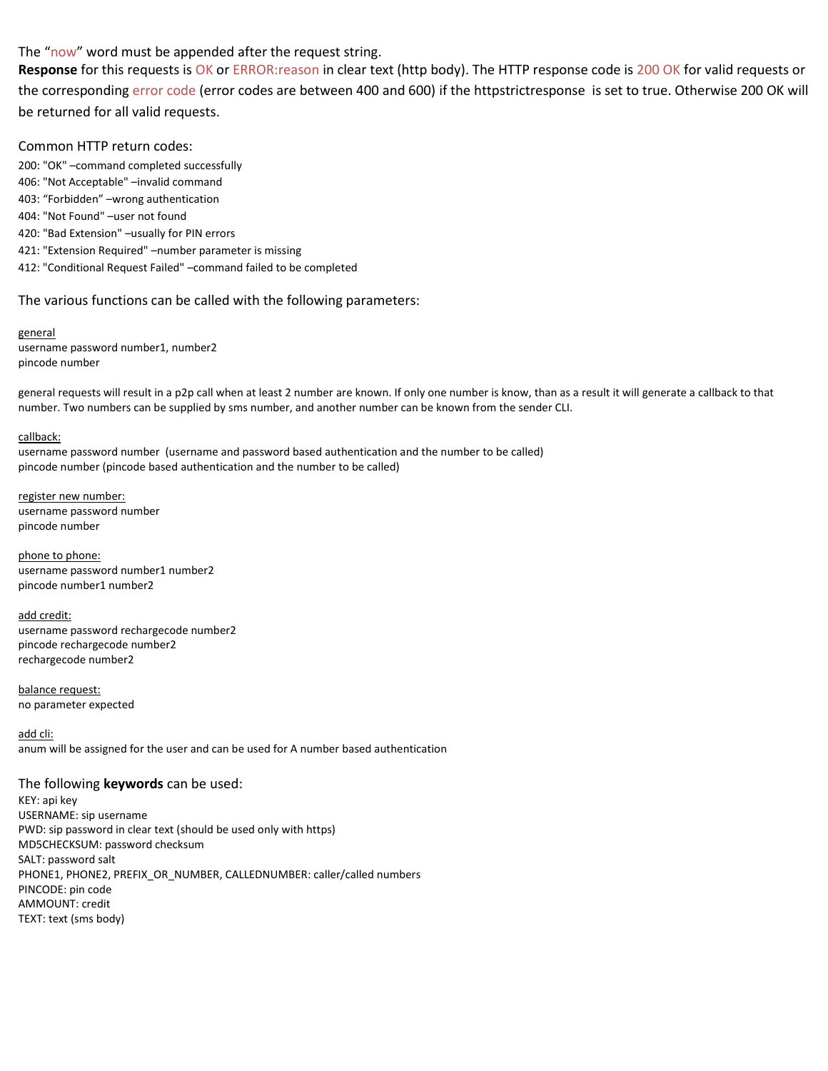The “now” word must be appended after the request string.

**Response** for this requests is OK or ERROR:reason in clear text (http body). The HTTP response code is 200 OK for valid requests or the corresponding error code (error codes are between 400 and 600) if the httpstrictresponse is set to true. Otherwise 200 OK will be returned for all valid requests.

Common HTTP return codes:

200: "OK" –command completed successfully
406: "Not Acceptable" –invalid command
403: “Forbidden” –wrong authentication
404: "Not Found" –user not found
420: "Bad Extension" –usually for PIN errors
421: "Extension Required" –number parameter is missing
412: "Conditional Request Failed" –command failed to be completed

The various functions can be called with the following parameters:

general
username password number1, number2
pincode number

general requests will result in a p2p call when at least 2 number are known. If only one number is know, than as a result it will generate a callback to that number. Two numbers can be supplied by sms number, and another number can be known from the sender CLI.

callback:
username password number (username and password based authentication and the number to be called)
pincode number (pincode based authentication and the number to be called)

register new number:
username password number
pincode number

phone to phone:
username password number1 number2
pincode number1 number2

add credit:
username password rechargecode number2
pincode rechargecode number2
rechargecode number2

balance request:
no parameter expected

add cli:
anum will be assigned for the user and can be used for A number based authentication

The following **keywords** can be used:

KEY: api key
USERNAME: sip username
PWD: sip password in clear text (should be used only with https)
MD5CHECKSUM: password checksum
SALT: password salt
PHONE1, PHONE2, PREFIX_OR_NUMBER, CALLEDNUMBER: caller/called numbers
PINCODE: pin code
AMMOUNT: credit
TEXT: text (sms body)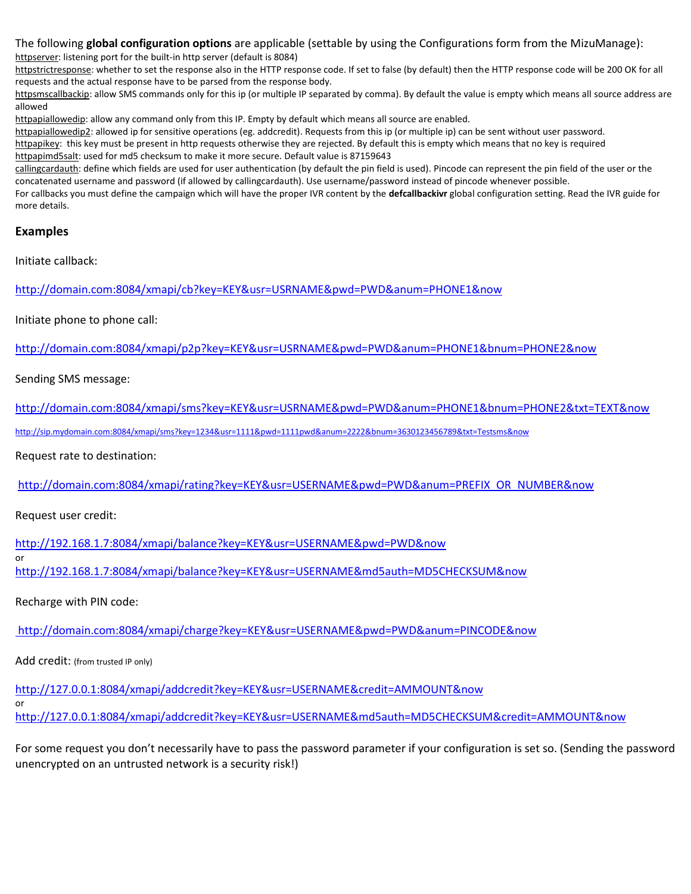The following **global configuration options** are applicable (settable by using the Configurations form from the MizuManage):

httpserver: listening port for the built-in http server (default is 8084)
httpstrictresponse: whether to set the response also in the HTTP response code. If set to false (by default) then the HTTP response code will be 200 OK for all requests and the actual response have to be parsed from the response body.
httpsmscallbackip: allow SMS commands only for this ip (or multiple IP separated by comma). By default the value is empty which means all source address are allowed
httpapiallowedip: allow any command only from this IP. Empty by default which means all source are enabled.
httpapiallowedip2: allowed ip for sensitive operations (eg. addcredit). Requests from this ip (or multiple ip) can be sent without user password.
httpapikey: this key must be present in http requests otherwise they are rejected. By default this is empty which means that no key is required
httpapimd5salt: used for md5 checksum to make it more secure. Default value is 87159643
callingcardauth: define which fields are used for user authentication (by default the pin field is used). Pincode can represent the pin field of the user or the concatenated username and password (if allowed by callingcardauth). Use username/password instead of pincode whenever possible.
For callbacks you must define the campaign which will have the proper IVR content by the **defcallbackivr** global configuration setting. Read the IVR guide for more details.

## Examples

Initiate callback:

http://domain.com:8084/xmapi/cb?key=KEY&usr=USRNAME&pwd=PWD&anum=PHONE1&now

Initiate phone to phone call:

http://domain.com:8084/xmapi/p2p?key=KEY&usr=USRNAME&pwd=PWD&anum=PHONE1&bnum=PHONE2&now

Sending SMS message:

http://domain.com:8084/xmapi/sms?key=KEY&usr=USRNAME&pwd=PWD&anum=PHONE1&bnum=PHONE2&txt=TEXT&now

http://sip.mydomain.com:8084/xmapi/sms?key=1234&usr=1111&pwd=1111pwd&anum=2222&bnum=3630123456789&txt=Testsms&now

Request rate to destination:

http://domain.com:8084/xmapi/rating?key=KEY&usr=USERNAME&pwd=PWD&anum=PREFIX_OR_NUMBER&now

Request user credit:

http://192.168.1.7:8084/xmapi/balance?key=KEY&usr=USERNAME&pwd=PWD&now
or
http://192.168.1.7:8084/xmapi/balance?key=KEY&usr=USERNAME&md5auth=MD5CHECKSUM&now

Recharge with PIN code:

http://domain.com:8084/xmapi/charge?key=KEY&usr=USERNAME&pwd=PWD&anum=PINCODE&now

Add credit: (from trusted IP only)

http://127.0.0.1:8084/xmapi/addcredit?key=KEY&usr=USERNAME&credit=AMMOUNT&now
or
http://127.0.0.1:8084/xmapi/addcredit?key=KEY&usr=USERNAME&md5auth=MD5CHECKSUM&credit=AMMOUNT&now

For some request you don't necessarily have to pass the password parameter if your configuration is set so. (Sending the password unencrypted on an untrusted network is a security risk!)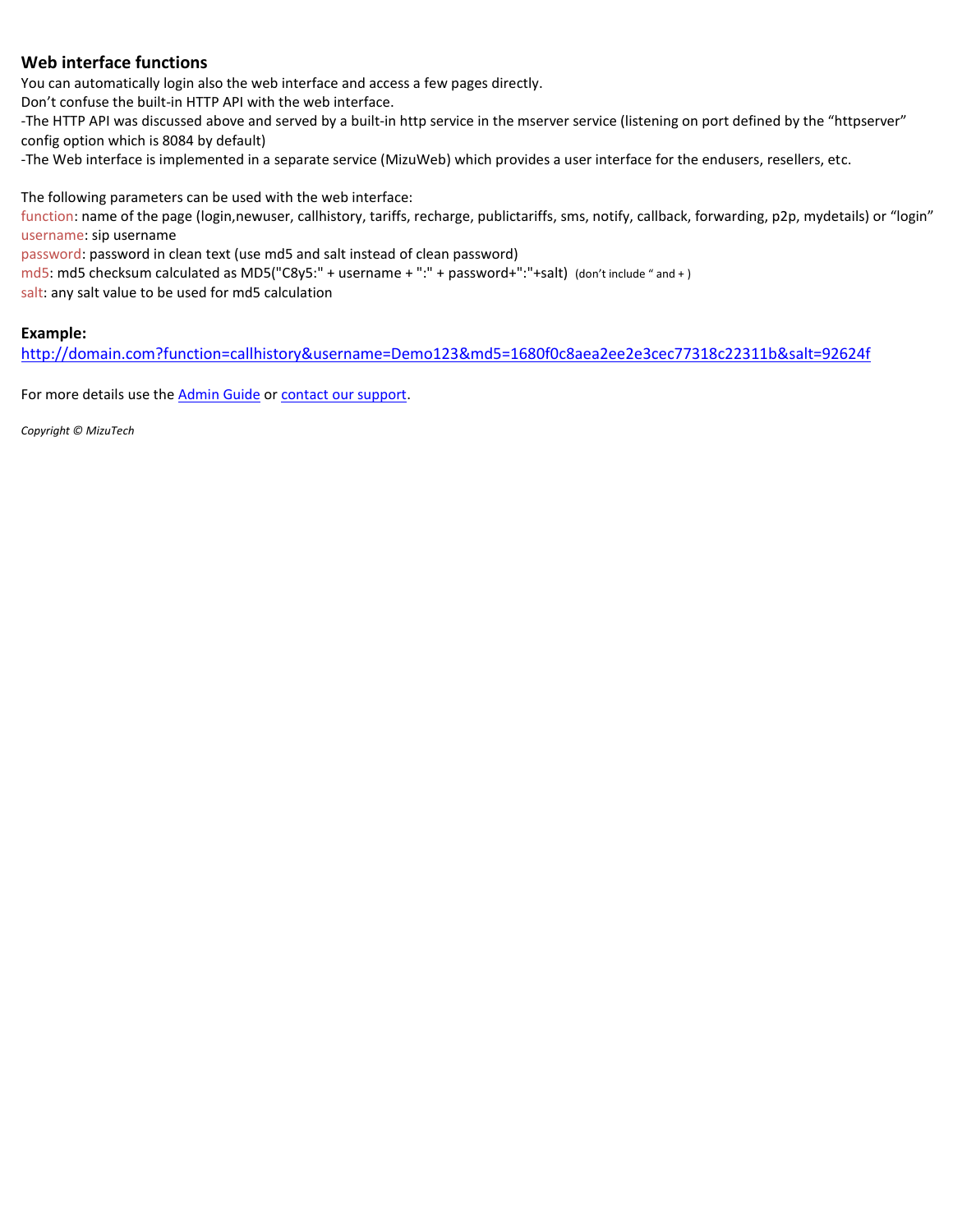## Web interface functions

You can automatically login also the web interface and access a few pages directly.
Don't confuse the built-in HTTP API with the web interface.
-The HTTP API was discussed above and served by a built-in http service in the mserver service (listening on port defined by the "httpserver" config option which is 8084 by default)
-The Web interface is implemented in a separate service (MizuWeb) which provides a user interface for the endusers, resellers, etc.

The following parameters can be used with the web interface:
function: name of the page (login,newuser, callhistory, tariffs, recharge, publictariffs, sms, notify, callback, forwarding, p2p, mydetails) or "login"
username: sip username
password: password in clean text (use md5 and salt instead of clean password)
md5: md5 checksum calculated as MD5("C8y5:" + username + ":" + password+":"+salt) (don't include " and + )
salt: any salt value to be used for md5 calculation

**Example:**
[http://domain.com?function=callhistory&username=Demo123&md5=1680f0c8aea2ee2e3cec77318c22311b&salt=92624f](http://domain.com?function=callhistory&username=Demo123&md5=1680f0c8aea2ee2e3cec77318c22311b&salt=92624f)

For more details use the Admin Guide or contact our support.

*Copyright © MizuTech*